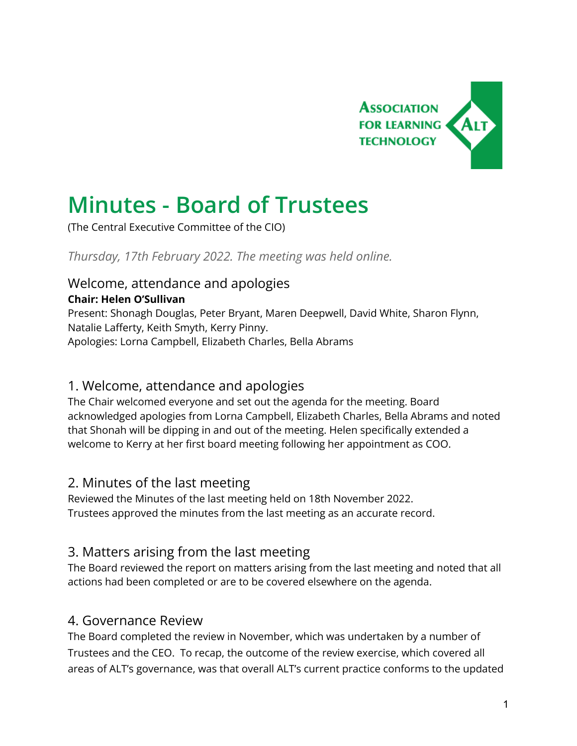# Minutes - Board of Trustees

(The Central Executive Committee of the CIO)

*Thursday, 17th February 2022. The meeting was held online.*

## Welcome, attendance and apologies

**Chair: Helen O'Sullivan**

Present: Shonagh Douglas, Peter Bryant, Maren Deepwell, David White, Sharon Flynn, Natalie Lafferty, Keith Smyth, Kerry Pinny.

Apologies: Lorna Campbell, Elizabeth Charles, Bella Abrams

## 1. Welcome, attendance and apologies

The Chair welcomed everyone and set out the agenda for the meeting. Board acknowledged apologies from Lorna Campbell, Elizabeth Charles, Bella Abrams and noted that Shonah will be dipping in and out of the meeting. Helen specifically extended a welcome to Kerry at her first board meeting following her appointment as COO.

## 2. Minutes of the last meeting

Reviewed the Minutes of the last meeting held on 18th November 2022.
Trustees approved the minutes from the last meeting as an accurate record.

## 3. Matters arising from the last meeting

The Board reviewed the report on matters arising from the last meeting and noted that all actions had been completed or are to be covered elsewhere on the agenda.

## 4. Governance Review

The Board completed the review in November, which was undertaken by a number of Trustees and the CEO. To recap, the outcome of the review exercise, which covered all areas of ALT's governance, was that overall ALT's current practice conforms to the updated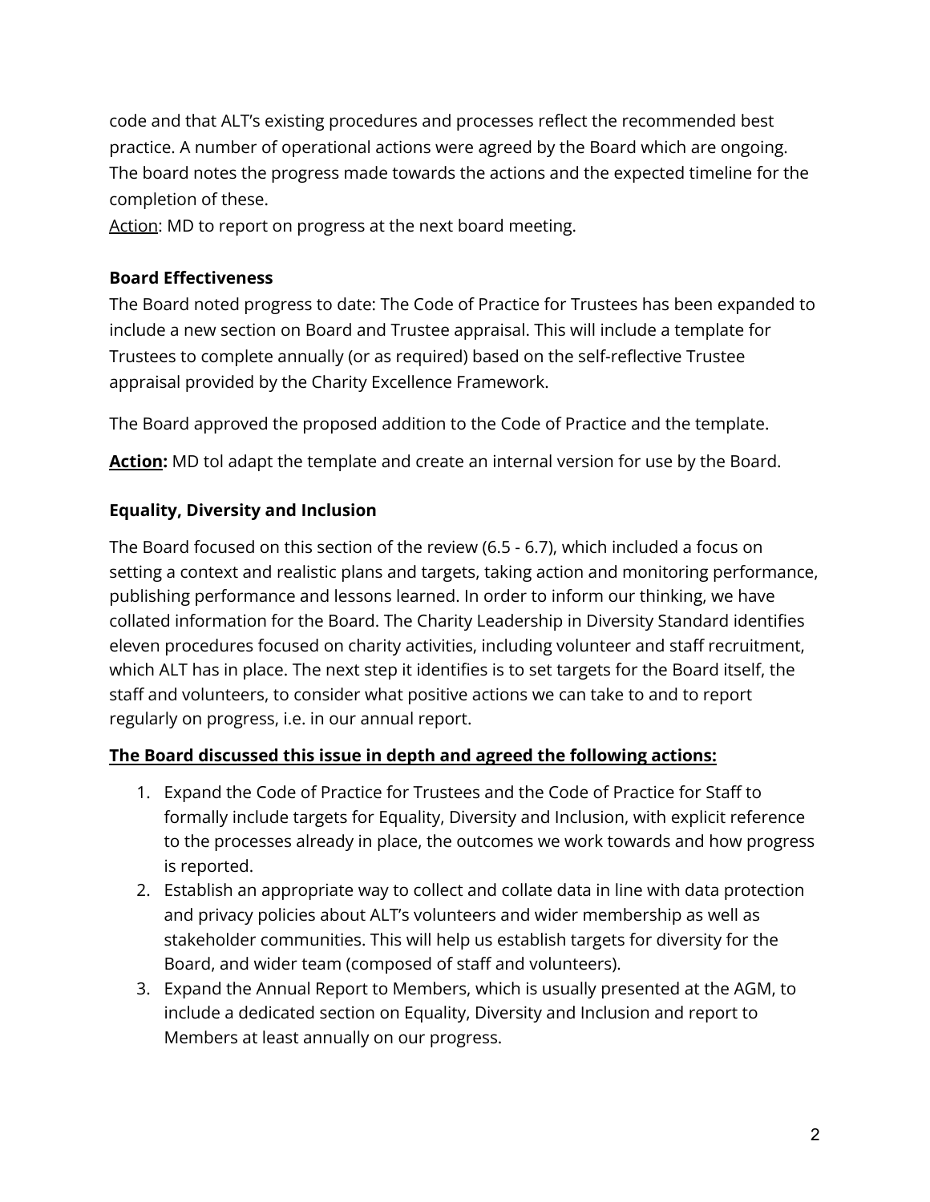code and that ALT's existing procedures and processes reflect the recommended best practice. A number of operational actions were agreed by the Board which are ongoing. The board notes the progress made towards the actions and the expected timeline for the completion of these.

Action: MD to report on progress at the next board meeting.

**Board Effectiveness**

The Board noted progress to date: The Code of Practice for Trustees has been expanded to include a new section on Board and Trustee appraisal. This will include a template for Trustees to complete annually (or as required) based on the self-reflective Trustee appraisal provided by the Charity Excellence Framework.

The Board approved the proposed addition to the Code of Practice and the template.

**Action:** MD tol adapt the template and create an internal version for use by the Board.

**Equality, Diversity and Inclusion**

The Board focused on this section of the review (6.5 - 6.7), which included a focus on setting a context and realistic plans and targets, taking action and monitoring performance, publishing performance and lessons learned. In order to inform our thinking, we have collated information for the Board. The Charity Leadership in Diversity Standard identifies eleven procedures focused on charity activities, including volunteer and staff recruitment, which ALT has in place. The next step it identifies is to set targets for the Board itself, the staff and volunteers, to consider what positive actions we can take to and to report regularly on progress, i.e. in our annual report.

**The Board discussed this issue in depth and agreed the following actions:**

1. Expand the Code of Practice for Trustees and the Code of Practice for Staff to formally include targets for Equality, Diversity and Inclusion, with explicit reference to the processes already in place, the outcomes we work towards and how progress is reported.
2. Establish an appropriate way to collect and collate data in line with data protection and privacy policies about ALT's volunteers and wider membership as well as stakeholder communities. This will help us establish targets for diversity for the Board, and wider team (composed of staff and volunteers).
3. Expand the Annual Report to Members, which is usually presented at the AGM, to include a dedicated section on Equality, Diversity and Inclusion and report to Members at least annually on our progress.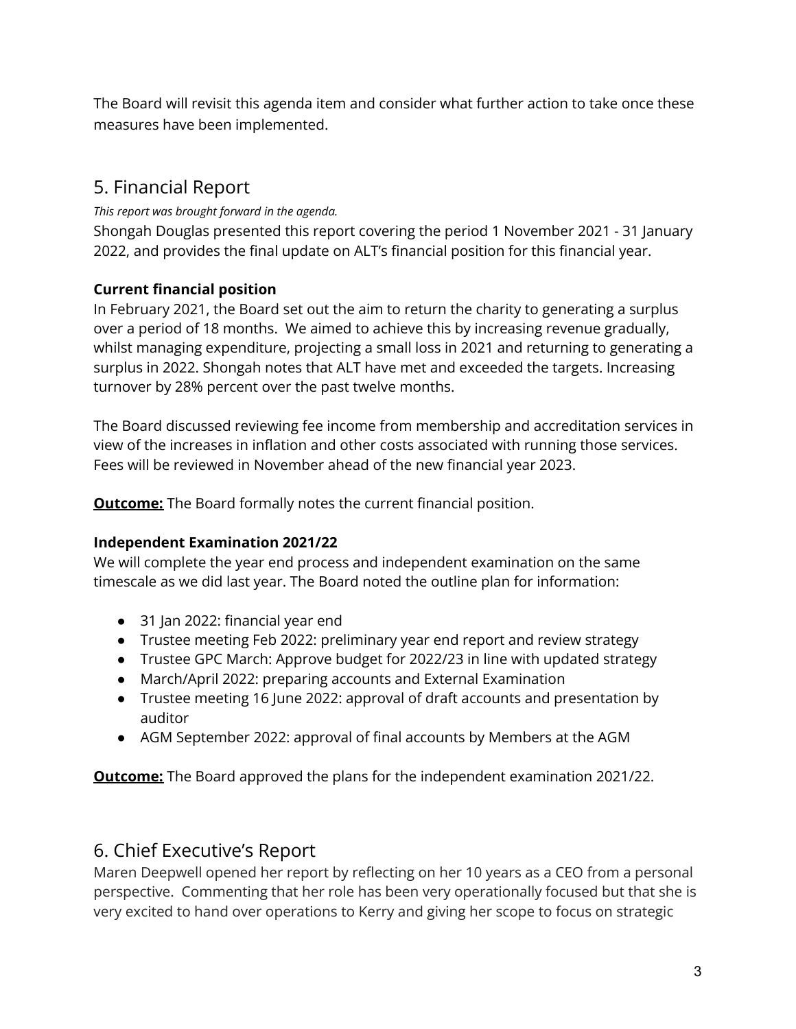The Board will revisit this agenda item and consider what further action to take once these measures have been implemented.

## 5. Financial Report

*This report was brought forward in the agenda.*

Shongah Douglas presented this report covering the period 1 November 2021 - 31 January 2022, and provides the final update on ALT's financial position for this financial year.

**Current financial position**

In February 2021, the Board set out the aim to return the charity to generating a surplus over a period of 18 months. We aimed to achieve this by increasing revenue gradually, whilst managing expenditure, projecting a small loss in 2021 and returning to generating a surplus in 2022. Shongah notes that ALT have met and exceeded the targets. Increasing turnover by 28% percent over the past twelve months.

The Board discussed reviewing fee income from membership and accreditation services in view of the increases in inflation and other costs associated with running those services. Fees will be reviewed in November ahead of the new financial year 2023.

**<u>Outcome:</u>** The Board formally notes the current financial position.

**Independent Examination 2021/22**

We will complete the year end process and independent examination on the same timescale as we did last year. The Board noted the outline plan for information:

- 31 Jan 2022: financial year end
- Trustee meeting Feb 2022: preliminary year end report and review strategy
- Trustee GPC March: Approve budget for 2022/23 in line with updated strategy
- March/April 2022: preparing accounts and External Examination
- Trustee meeting 16 June 2022: approval of draft accounts and presentation by auditor
- AGM September 2022: approval of final accounts by Members at the AGM

**<u>Outcome:</u>** The Board approved the plans for the independent examination 2021/22.

## 6. Chief Executive's Report

Maren Deepwell opened her report by reflecting on her 10 years as a CEO from a personal perspective. Commenting that her role has been very operationally focused but that she is very excited to hand over operations to Kerry and giving her scope to focus on strategic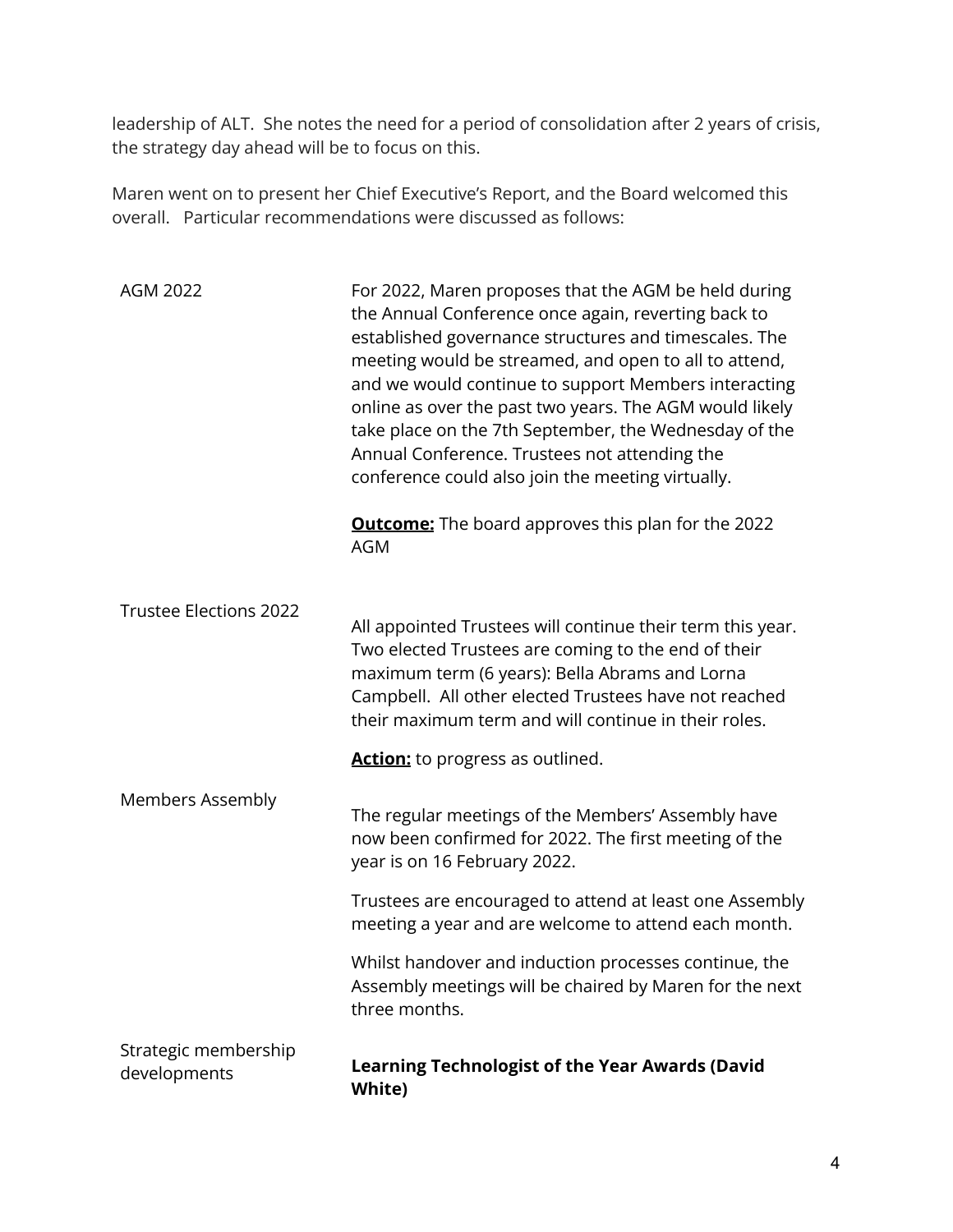leadership of ALT. She notes the need for a period of consolidation after 2 years of crisis, the strategy day ahead will be to focus on this.

Maren went on to present her Chief Executive's Report, and the Board welcomed this overall. Particular recommendations were discussed as follows:

| | |
|---|---|
| AGM 2022 | For 2022, Maren proposes that the AGM be held during the Annual Conference once again, reverting back to established governance structures and timescales. The meeting would be streamed, and open to all to attend, and we would continue to support Members interacting online as over the past two years. The AGM would likely take place on the 7th September, the Wednesday of the Annual Conference. Trustees not attending the conference could also join the meeting virtually.<br><br>**Outcome:** The board approves this plan for the 2022 AGM |
| Trustee Elections 2022 | All appointed Trustees will continue their term this year. Two elected Trustees are coming to the end of their maximum term (6 years): Bella Abrams and Lorna Campbell. All other elected Trustees have not reached their maximum term and will continue in their roles.<br><br>**Action:** to progress as outlined. |
| Members Assembly | The regular meetings of the Members' Assembly have now been confirmed for 2022. The first meeting of the year is on 16 February 2022.<br><br>Trustees are encouraged to attend at least one Assembly meeting a year and are welcome to attend each month.<br><br>Whilst handover and induction processes continue, the Assembly meetings will be chaired by Maren for the next three months. |
| Strategic membership developments | **Learning Technologist of the Year Awards (David White)** |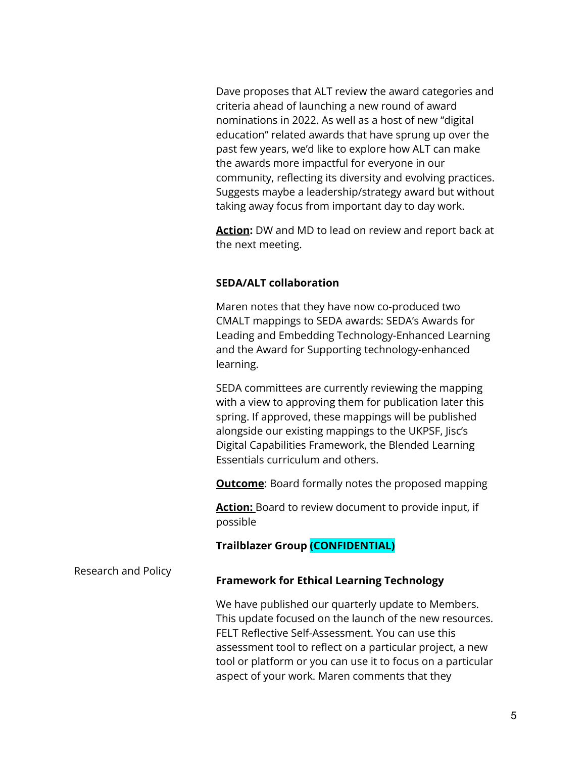Dave proposes that ALT review the award categories and criteria ahead of launching a new round of award nominations in 2022. As well as a host of new "digital education" related awards that have sprung up over the past few years, we'd like to explore how ALT can make the awards more impactful for everyone in our community, reflecting its diversity and evolving practices. Suggests maybe a leadership/strategy award but without taking away focus from important day to day work.

**Action:** DW and MD to lead on review and report back at the next meeting.

**SEDA/ALT collaboration**

Maren notes that they have now co-produced two CMALT mappings to SEDA awards: SEDA's Awards for Leading and Embedding Technology-Enhanced Learning and the Award for Supporting technology-enhanced learning.

SEDA committees are currently reviewing the mapping with a view to approving them for publication later this spring. If approved, these mappings will be published alongside our existing mappings to the UKPSF, Jisc's Digital Capabilities Framework, the Blended Learning Essentials curriculum and others.

**Outcome**: Board formally notes the proposed mapping

**Action:** Board to review document to provide input, if possible

**Trailblazer Group (CONFIDENTIAL)**

Research and Policy

**Framework for Ethical Learning Technology**

We have published our quarterly update to Members. This update focused on the launch of the new resources. FELT Reflective Self-Assessment. You can use this assessment tool to reflect on a particular project, a new tool or platform or you can use it to focus on a particular aspect of your work. Maren comments that they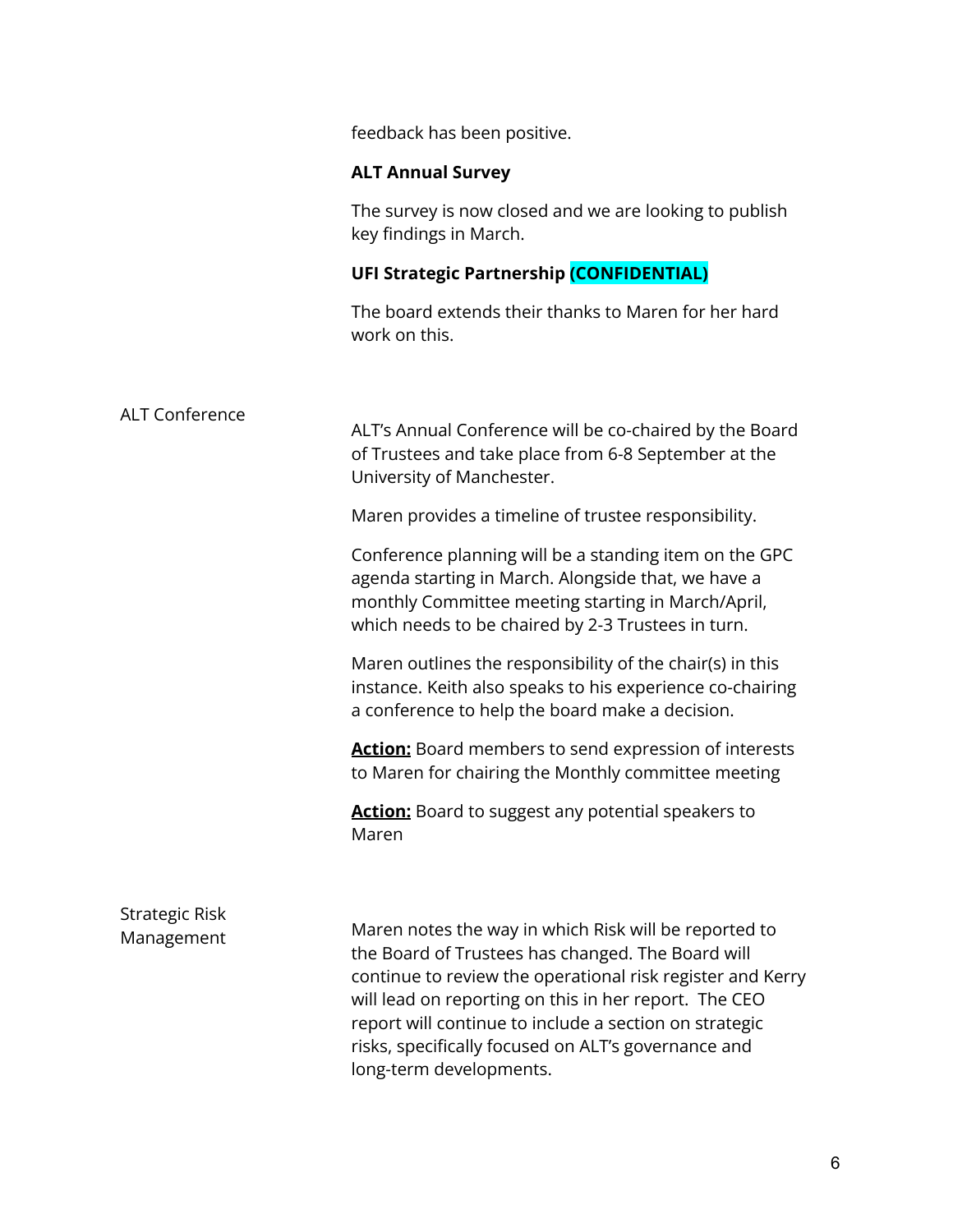feedback has been positive.

**ALT Annual Survey**

The survey is now closed and we are looking to publish key findings in March.

**UFI Strategic Partnership (CONFIDENTIAL)**

The board extends their thanks to Maren for her hard work on this.

| | |
|---|---|
| ALT Conference | ALT's Annual Conference will be co-chaired by the Board of Trustees and take place from 6-8 September at the University of Manchester.<br><br>Maren provides a timeline of trustee responsibility.<br><br>Conference planning will be a standing item on the GPC agenda starting in March. Alongside that, we have a monthly Committee meeting starting in March/April, which needs to be chaired by 2-3 Trustees in turn.<br><br>Maren outlines the responsibility of the chair(s) in this instance. Keith also speaks to his experience co-chairing a conference to help the board make a decision.<br><br>**Action:** Board members to send expression of interests to Maren for chairing the Monthly committee meeting<br><br>**Action:** Board to suggest any potential speakers to Maren |
| Strategic Risk Management | Maren notes the way in which Risk will be reported to the Board of Trustees has changed. The Board will continue to review the operational risk register and Kerry will lead on reporting on this in her report. The CEO report will continue to include a section on strategic risks, specifically focused on ALT's governance and long-term developments. |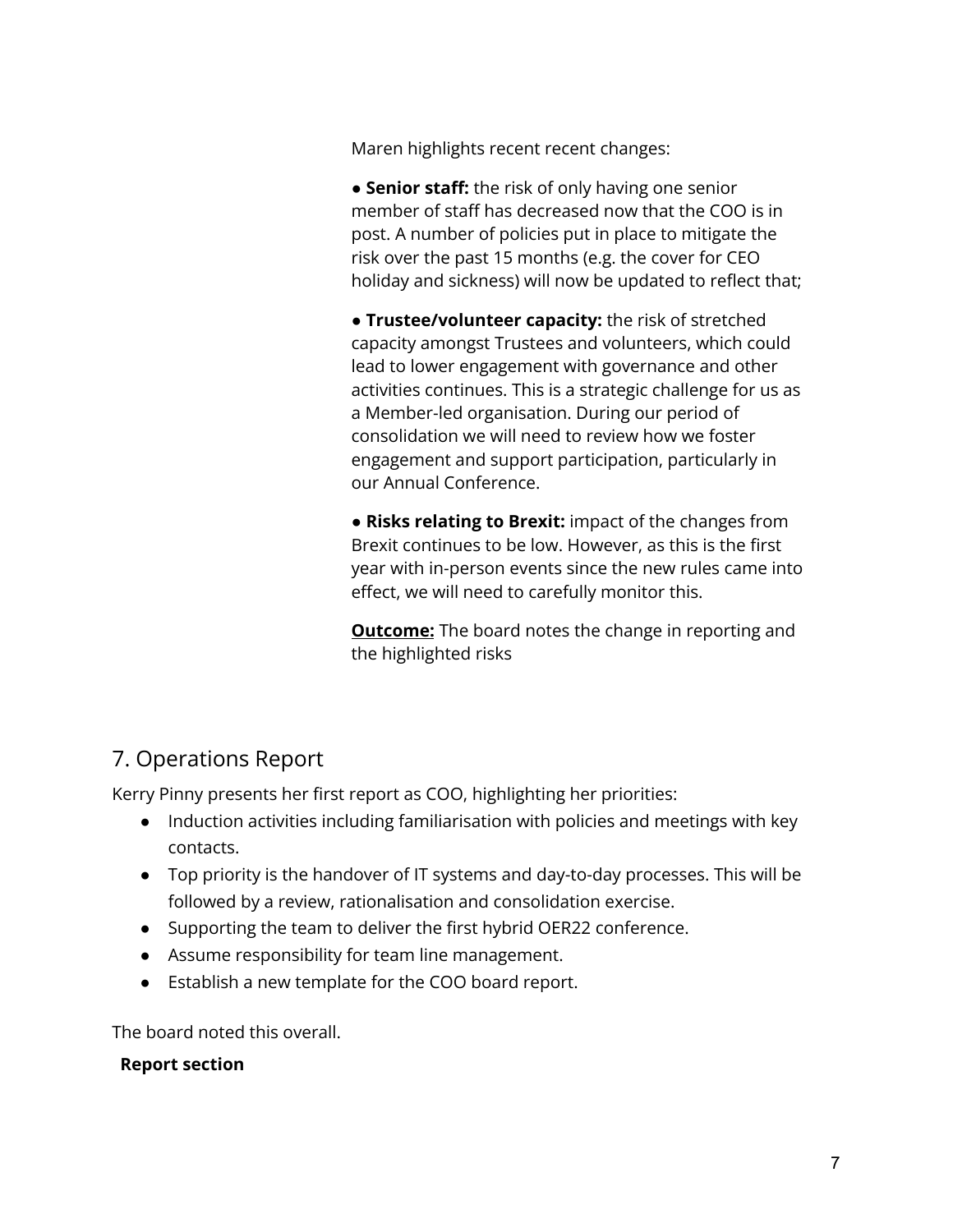Maren highlights recent recent changes:

● **Senior staff:** the risk of only having one senior member of staff has decreased now that the COO is in post. A number of policies put in place to mitigate the risk over the past 15 months (e.g. the cover for CEO holiday and sickness) will now be updated to reflect that;

● **Trustee/volunteer capacity:** the risk of stretched capacity amongst Trustees and volunteers, which could lead to lower engagement with governance and other activities continues. This is a strategic challenge for us as a Member-led organisation. During our period of consolidation we will need to review how we foster engagement and support participation, particularly in our Annual Conference.

● **Risks relating to Brexit:** impact of the changes from Brexit continues to be low. However, as this is the first year with in-person events since the new rules came into effect, we will need to carefully monitor this.

**Outcome:** The board notes the change in reporting and the highlighted risks

## 7. Operations Report

Kerry Pinny presents her first report as COO, highlighting her priorities:

- Induction activities including familiarisation with policies and meetings with key contacts.
- Top priority is the handover of IT systems and day-to-day processes. This will be followed by a review, rationalisation and consolidation exercise.
- Supporting the team to deliver the first hybrid OER22 conference.
- Assume responsibility for team line management.
- Establish a new template for the COO board report.

The board noted this overall.

**Report section**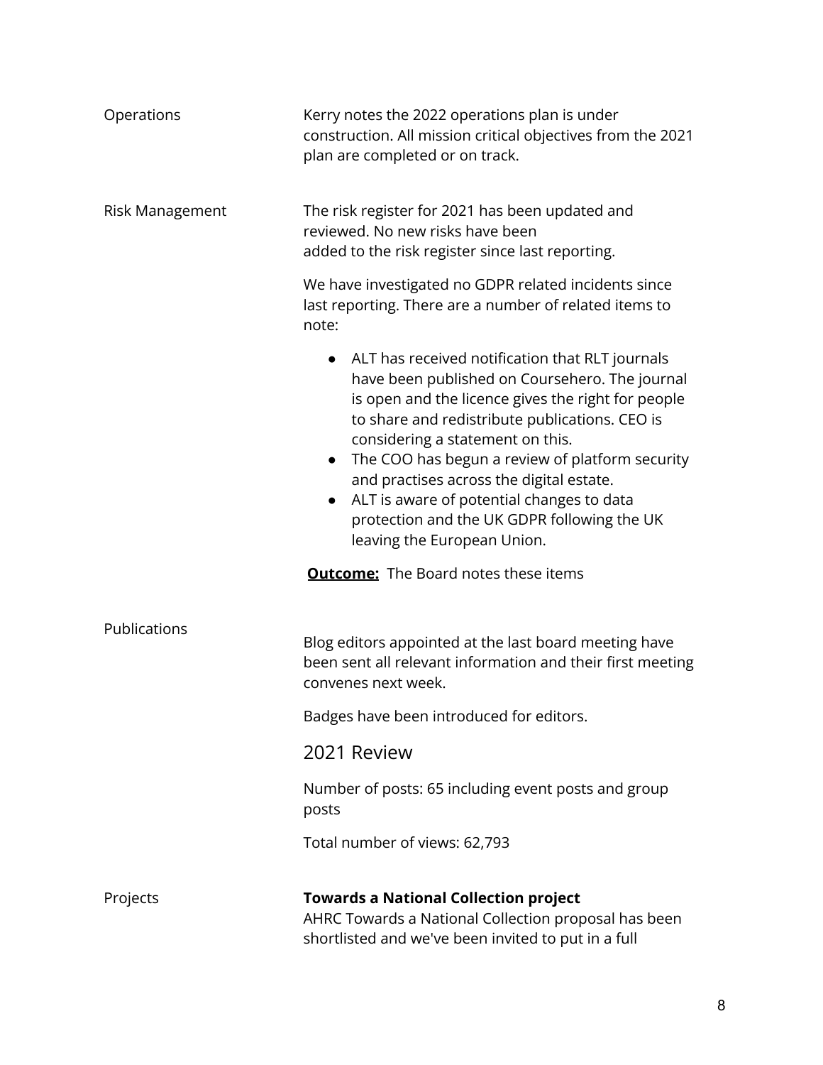| | |
|---|---|
| Operations | Kerry notes the 2022 operations plan is under construction. All mission critical objectives from the 2021 plan are completed or on track. |
| Risk Management | The risk register for 2021 has been updated and reviewed. No new risks have been added to the risk register since last reporting.<br><br>We have investigated no GDPR related incidents since last reporting. There are a number of related items to note:<br><br>● ALT has received notification that RLT journals have been published on Coursehero. The journal is open and the licence gives the right for people to share and redistribute publications. CEO is considering a statement on this.<br>● The COO has begun a review of platform security and practises across the digital estate.<br>● ALT is aware of potential changes to data protection and the UK GDPR following the UK leaving the European Union.<br><br>**Outcome:** The Board notes these items |
| Publications | Blog editors appointed at the last board meeting have been sent all relevant information and their first meeting convenes next week.<br><br>Badges have been introduced for editors.<br><br>**2021 Review**<br><br>Number of posts: 65 including event posts and group posts<br><br>Total number of views: 62,793 |
| Projects | **Towards a National Collection project**<br>AHRC Towards a National Collection proposal has been shortlisted and we've been invited to put in a full |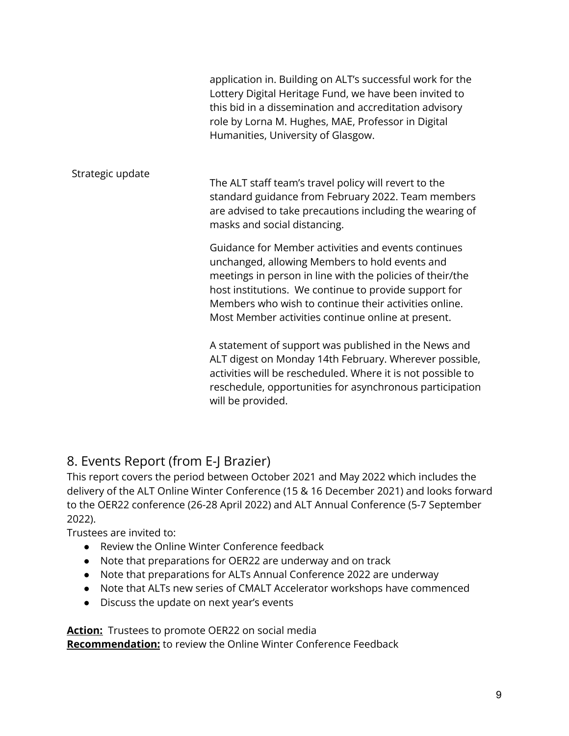| | |
|---|---|
| | application in. Building on ALT's successful work for the Lottery Digital Heritage Fund, we have been invited to this bid in a dissemination and accreditation advisory role by Lorna M. Hughes, MAE, Professor in Digital Humanities, University of Glasgow. |
| Strategic update | The ALT staff team's travel policy will revert to the standard guidance from February 2022. Team members are advised to take precautions including the wearing of masks and social distancing.<br><br>Guidance for Member activities and events continues unchanged, allowing Members to hold events and meetings in person in line with the policies of their/the host institutions. We continue to provide support for Members who wish to continue their activities online. Most Member activities continue online at present.<br><br>A statement of support was published in the News and ALT digest on Monday 14th February. Wherever possible, activities will be rescheduled. Where it is not possible to reschedule, opportunities for asynchronous participation will be provided. |

## 8. Events Report (from E-J Brazier)

This report covers the period between October 2021 and May 2022 which includes the delivery of the ALT Online Winter Conference (15 & 16 December 2021) and looks forward to the OER22 conference (26-28 April 2022) and ALT Annual Conference (5-7 September 2022).

Trustees are invited to:

- Review the Online Winter Conference feedback
- Note that preparations for OER22 are underway and on track
- Note that preparations for ALTs Annual Conference 2022 are underway
- Note that ALTs new series of CMALT Accelerator workshops have commenced
- Discuss the update on next year's events

**Action:** Trustees to promote OER22 on social media
**Recommendation:** to review the Online Winter Conference Feedback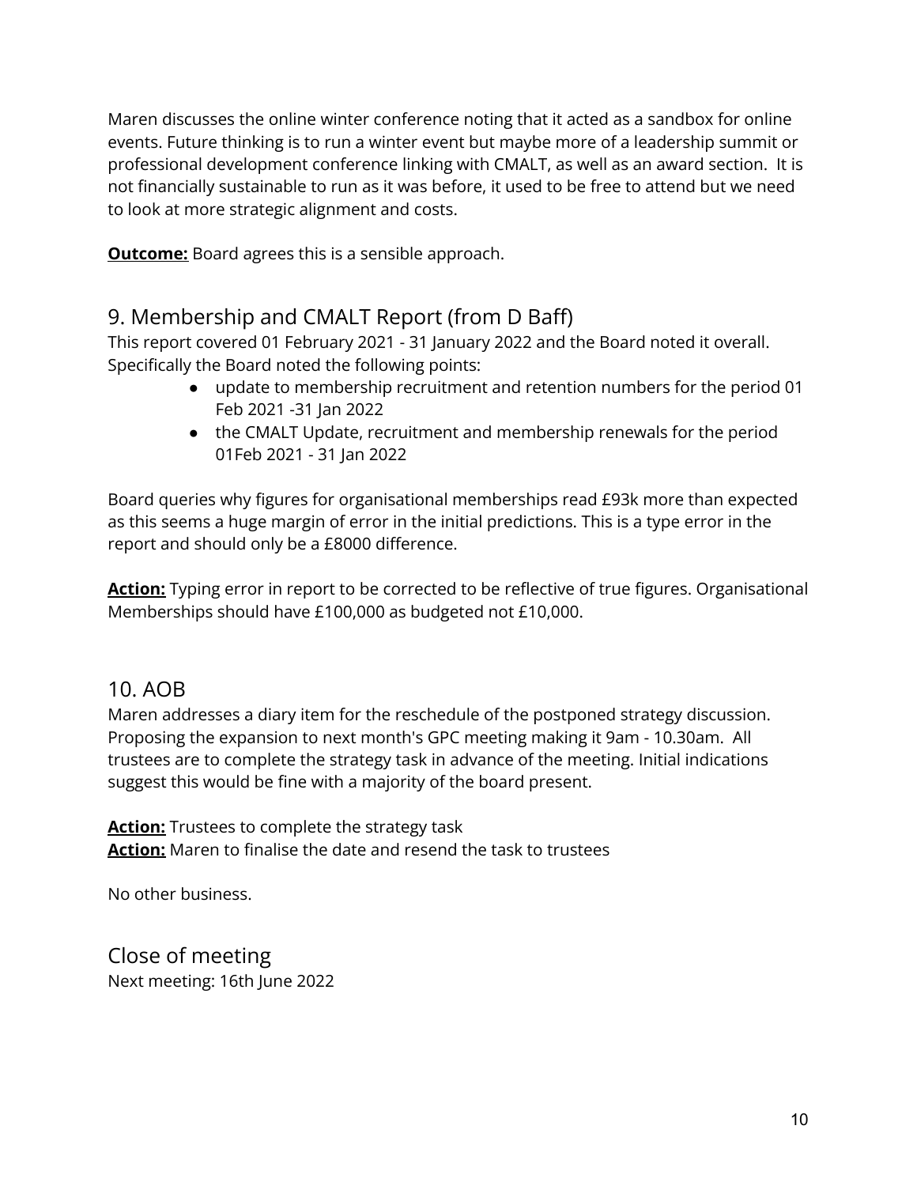Maren discusses the online winter conference noting that it acted as a sandbox for online events. Future thinking is to run a winter event but maybe more of a leadership summit or professional development conference linking with CMALT, as well as an award section.  It is not financially sustainable to run as it was before, it used to be free to attend but we need to look at more strategic alignment and costs.

**Outcome:** Board agrees this is a sensible approach.

## 9. Membership and CMALT Report (from D Baff)

This report covered 01 February 2021 - 31 January 2022 and the Board noted it overall. Specifically the Board noted the following points:

- update to membership recruitment and retention numbers for the period 01 Feb 2021 -31 Jan 2022
- the CMALT Update, recruitment and membership renewals for the period 01Feb 2021 - 31 Jan 2022

Board queries why figures for organisational memberships read £93k more than expected as this seems a huge margin of error in the initial predictions. This is a type error in the report and should only be a £8000 difference.

**Action:** Typing error in report to be corrected to be reflective of true figures. Organisational Memberships should have £100,000 as budgeted not £10,000.

## 10. AOB

Maren addresses a diary item for the reschedule of the postponed strategy discussion. Proposing the expansion to next month's GPC meeting making it 9am - 10.30am.  All trustees are to complete the strategy task in advance of the meeting. Initial indications suggest this would be fine with a majority of the board present.

**Action:** Trustees to complete the strategy task
**Action:** Maren to finalise the date and resend the task to trustees

No other business.

## Close of meeting

Next meeting: 16th June 2022